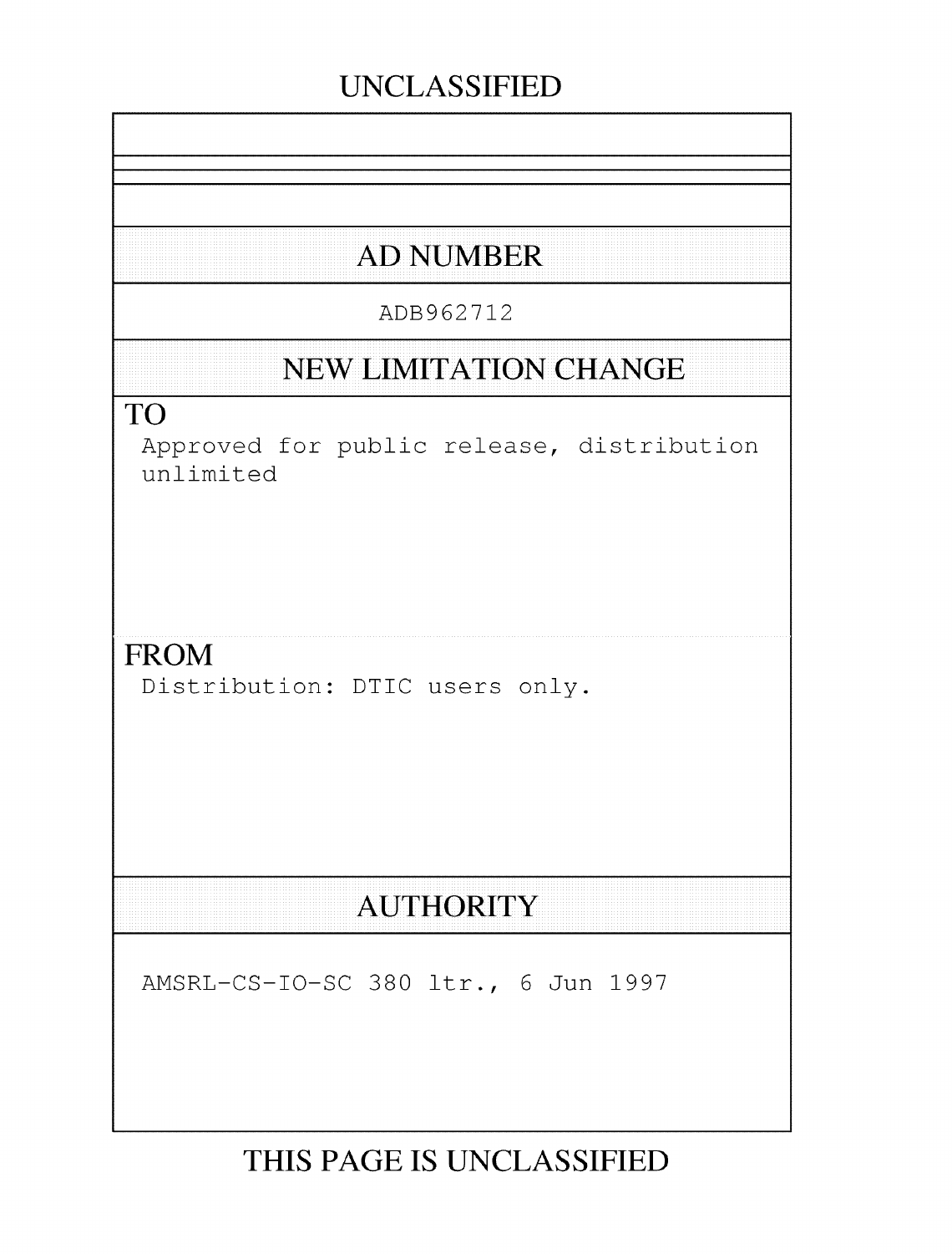UNCLASSIFIED

## AD NUMBER

ADB962712

## NEW LIMITATION CHANGE

**TO**

Approved for public release, distribution unlimited

**FROM**

Distribution: DTIC users only.

## AUTHORITY

AMSRL-CS-IO-SC 380 ltr., 6 Jun 1997

THIS PAGE IS UNCLASSIFIED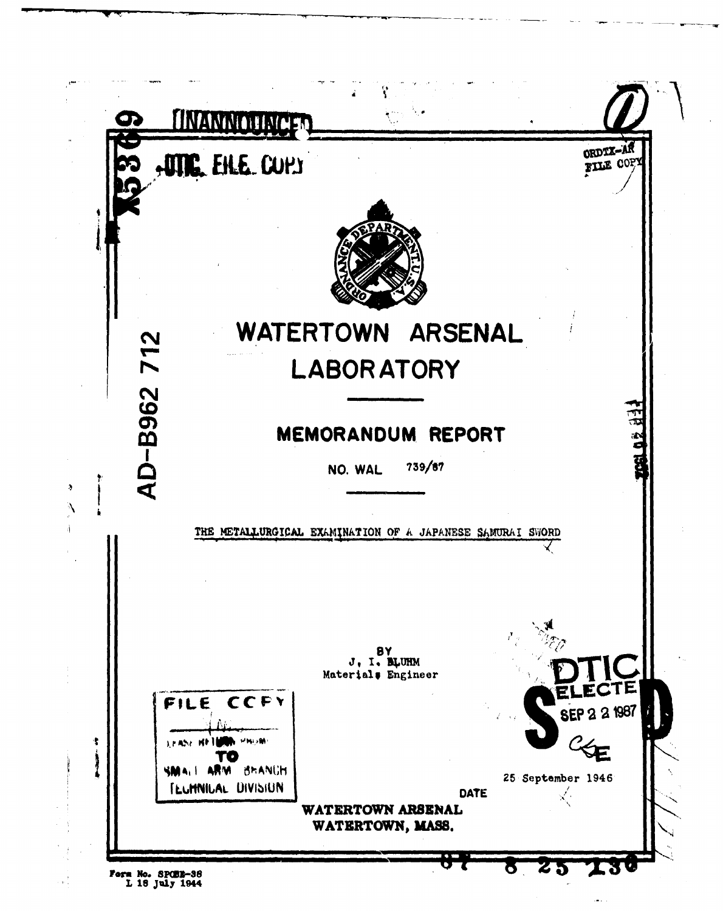UNANNOUNCED

DTIC FILE COPY

ORDTX-AR
FILE COPY

AD-B962 712

# WATERTOWN ARSENAL LABORATORY

## MEMORANDUM REPORT

NO. WAL 739/87

THE METALLURGICAL EXAMINATION OF A JAPANESE SAMURAI SWORD

BY
J. I. BLUHM
Materials Engineer

FILE COPY
PLEASE RETURN FROM
TO
SMALL ARM BRANCH
TECHNICAL DIVISION

DTIC
ELECTE
SEP 2 2 1987

DATE 25 September 1946

WATERTOWN ARSENAL
WATERTOWN, MASS.

87 8 25 130

Form No. SPOBE-38
L 18 July 1944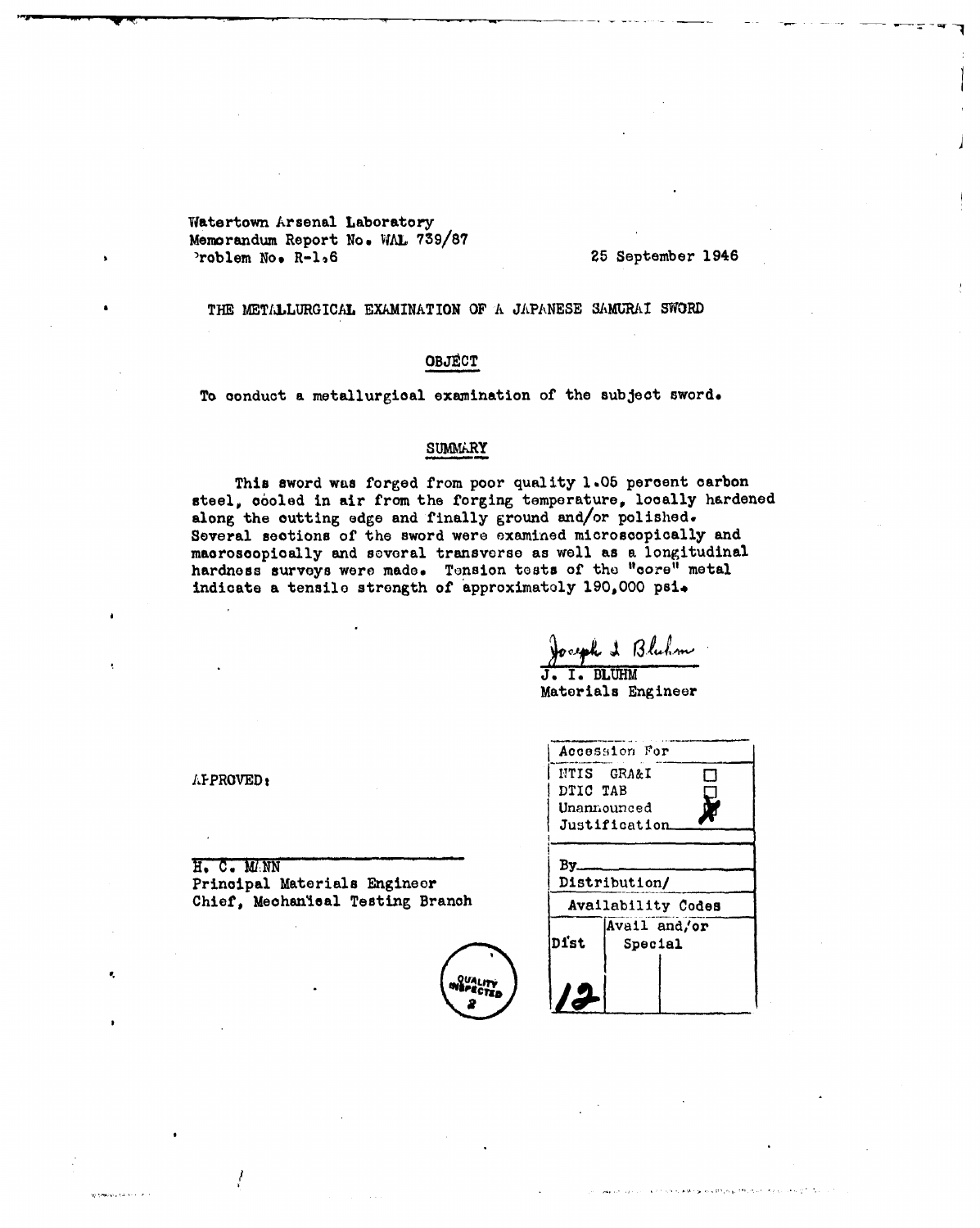Watertown Arsenal Laboratory
Memorandum Report No. WAL 739/87
Problem No. R-1.6

25 September 1946

## THE METALLURGICAL EXAMINATION OF A JAPANESE SAMURAI SWORD

### OBJECT

To conduct a metallurgical examination of the subject sword.

### SUMMARY

This sword was forged from poor quality 1.05 percent carbon steel, cooled in air from the forging temperature, locally hardened along the cutting edge and finally ground and/or polished. Several sections of the sword were examined microscopically and macroscopically and several transverse as well as a longitudinal hardness surveys were made. Tension tests of the "core" metal indicate a tensile strength of approximately 190,000 psi.

Joseph I. Bluhm
J. I. BLUHM
Materials Engineer

APPROVED:

H. C. MANN
Principal Materials Engineer
Chief, Mechanical Testing Branch

| Accession For | |
|---|---|
| NTIS GRA&I | ☐ |
| DTIC TAB | ☐ |
| Unannounced | X |
| Justification | |
| By | |
| Distribution/ | |
| Availability Codes | |
| Dist | Avail and/or Special |
| A-2 | |

QUALITY INSPECTED 2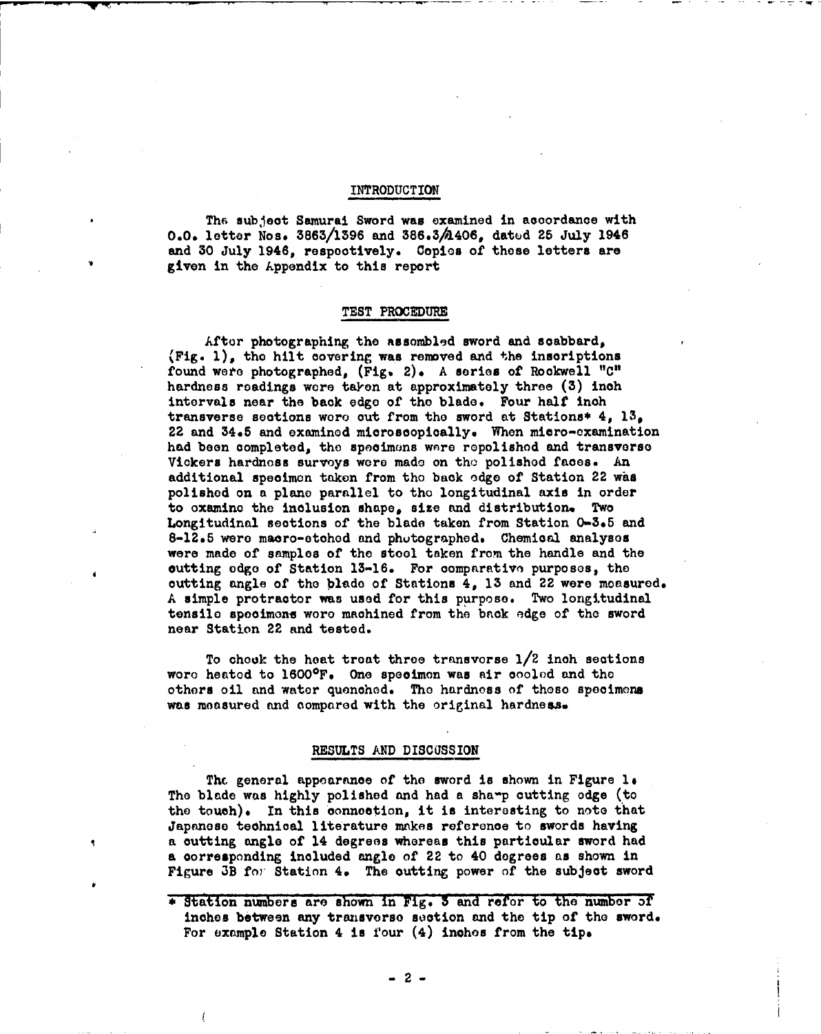## INTRODUCTION

The subject Samurai Sword was examined in accordance with O.O. letter Nos. 3863/1396 and 386.3/1406, dated 25 July 1946 and 30 July 1946, respectively. Copies of these letters are given in the Appendix to this report

## TEST PROCEDURE

After photographing the assembled sword and scabbard, (Fig. 1), the hilt covering was removed and the inscriptions found were photographed, (Fig. 2). A series of Rockwell "C" hardness readings were taken at approximately three (3) inch intervals near the back edge of the blade. Four half inch transverse sections were cut from the sword at Stations* 4, 13, 22 and 34.5 and examined microscopically. When micro-examination had been completed, the specimens were repolished and transverse Vickers hardness surveys were made on the polished faces. An additional specimen taken from the back edge of Station 22 was polished on a plane parallel to the longitudinal axis in order to examine the inclusion shape, size and distribution. Two Longitudinal sections of the blade taken from Station 0-3.5 and 8-12.5 were macro-etched and photographed. Chemical analyses were made of samples of the steel taken from the handle and the cutting edge of Station 13-16. For comparative purposes, the cutting angle of the blade of Stations 4, 13 and 22 were measured. A simple protractor was used for this purpose. Two longitudinal tensile specimens were machined from the back edge of the sword near Station 22 and tested.

To check the heat treat three transverse 1/2 inch sections were heated to 1600°F. One specimen was air cooled and the others oil and water quenched. The hardness of these specimens was measured and compared with the original hardness.

## RESULTS AND DISCUSSION

The general appearance of the sword is shown in Figure 1. The blade was highly polished and had a sharp cutting edge (to the touch). In this connection, it is interesting to note that Japanese technical literature makes reference to swords having a cutting angle of 14 degrees whereas this particular sword had a corresponding included angle of 22 to 40 degrees as shown in Figure 3B for Station 4. The cutting power of the subject sword

* Station numbers are shown in Fig. 3 and refer to the number of inches between any transverse section and the tip of the sword. For example Station 4 is four (4) inches from the tip.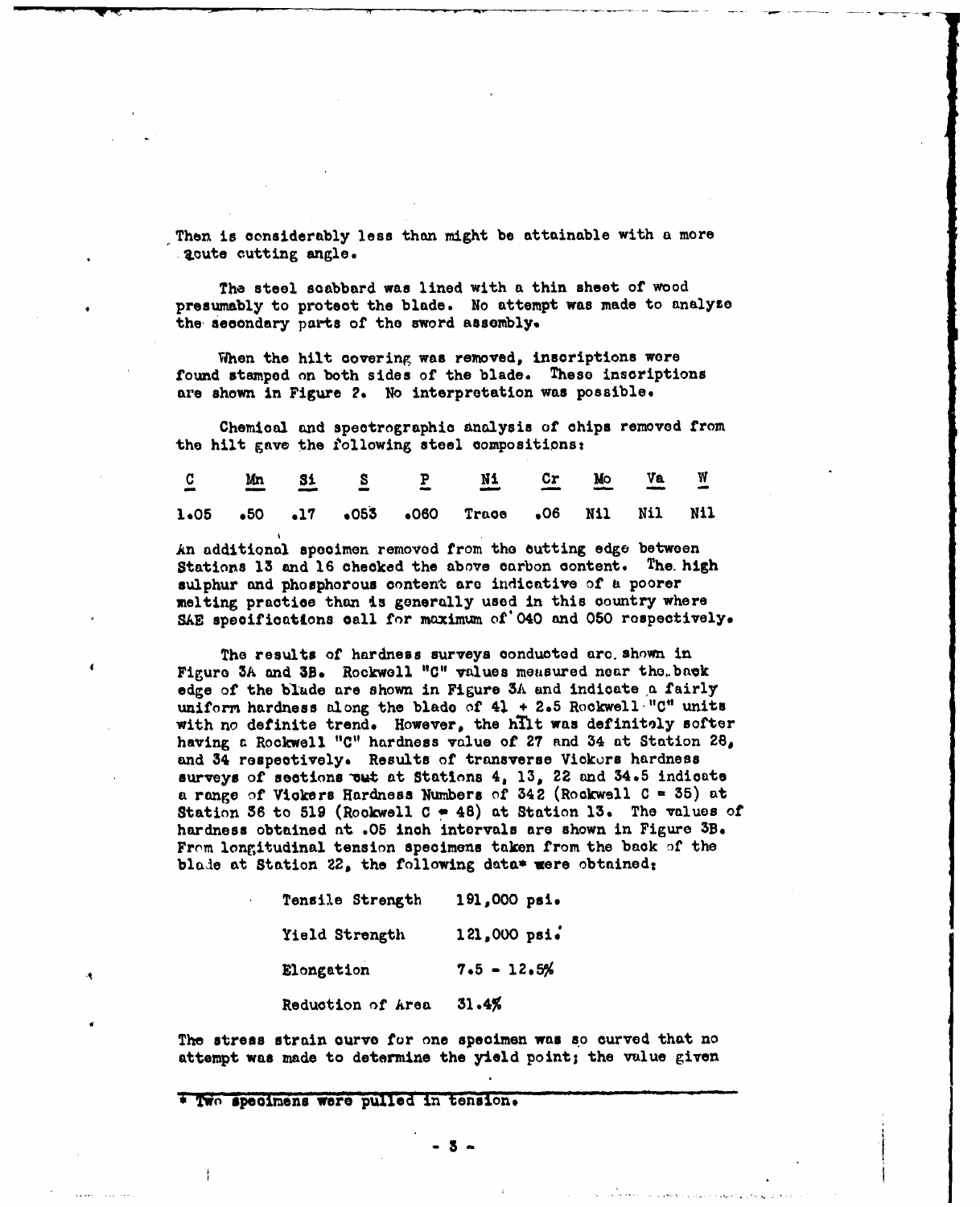Then is considerably less than might be attainable with a more acute cutting angle.

The steel scabbard was lined with a thin sheet of wood presumably to protect the blade. No attempt was made to analyze the secondary parts of the sword assembly.

When the hilt covering was removed, inscriptions were found stamped on both sides of the blade. These inscriptions are shown in Figure 2. No interpretation was possible.

Chemical and spectrographic analysis of chips removed from the hilt gave the following steel compositions:

| C | Mn | Si | S | P | Ni | Cr | Mo | Va | W |
|---|---|---|---|---|---|---|---|---|---|
| 1.05 | .50 | .17 | .053 | .060 | Trace | .06 | Nil | Nil | Nil |

An additional specimen removed from the cutting edge between Stations 13 and 16 checked the above carbon content. The high sulphur and phosphorous content are indicative of a poorer melting practice than is generally used in this country where SAE specifications call for maximum of .040 and .050 respectively.

The results of hardness surveys conducted are shown in Figure 3A and 3B. Rockwell "C" values measured near the back edge of the blade are shown in Figure 3A and indicate a fairly uniform hardness along the blade of 41 + 2.5 Rockwell "C" units with no definite trend. However, the hilt was definitely softer having a Rockwell "C" hardness value of 27 and 34 at Station 28, and 34 respectively. Results of transverse Vickers hardness surveys of sections cut at Stations 4, 13, 22 and 34.5 indicate a range of Vickers Hardness Numbers of 342 (Rockwell C = 35) at Station 36 to 519 (Rockwell C = 48) at Station 13. The values of hardness obtained at .05 inch intervals are shown in Figure 3B. From longitudinal tension specimens taken from the back of the blade at Station 22, the following data* were obtained:

| | |
|---|---|
| Tensile Strength | 191,000 psi. |
| Yield Strength | 121,000 psi. |
| Elongation | 7.5 - 12.5% |
| Reduction of Area | 31.4% |

The stress strain curve for one specimen was so curved that no attempt was made to determine the yield point; the value given

\* Two specimens were pulled in tension.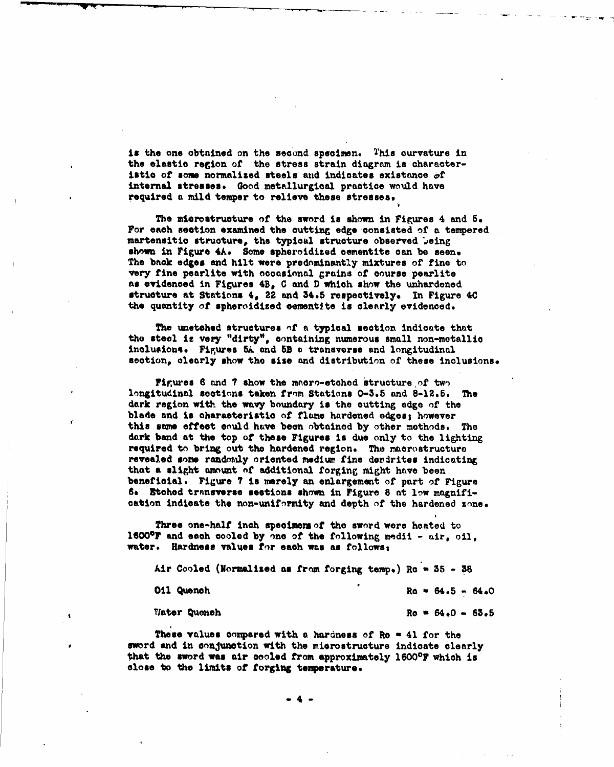is the one obtained on the second specimen. This curvature in the elastic region of the stress strain diagram is characteristic of some normalized steels and indicates existance of internal stresses. Good metallurgical practice would have required a mild temper to relieve these stresses.

The microstructure of the sword is shown in Figures 4 and 5. For each section examined the cutting edge consisted of a tempered martensitic structure, the typical structure observed being shown in Figure 4A. Some spheroidized cementite can be seen. The back edges and hilt were predominantly mixtures of fine to very fine pearlite with occasional grains of course pearlite as evidenced in Figures 4B, C and D which show the unhardened structure at Stations 4, 22 and 34.5 respectively. In Figure 4C the quantity of spheroidized cementite is clearly evidenced.

The unetched structures of a typical section indicate that the steel is very "dirty", containing numerous small non-metallic inclusions. Figures 5A and 5B a transverse and longitudinal section, clearly show the size and distribution of these inclusions.

Figures 6 and 7 show the macro-etched structure of two longitudinal sections taken from Stations 0-3.5 and 8-12.5. The dark region with the wavy boundary is the cutting edge of the blade and is characteristic of flame hardened edges; however this same effect could have been obtained by other methods. The dark band at the top of these Figures is due only to the lighting required to bring out the hardened region. The macrostructure revealed some randomly oriented medium fine dendrites indicating that a slight amount of additional forging might have been beneficial. Figure 7 is merely an enlargement of part of Figure 6. Etched transverse sections shown in Figure 8 at low magnification indicate the non-uniformity and depth of the hardened zone.

Three one-half inch specimens of the sword were heated to 1600°F and each cooled by one of the following medii - air, oil, water. Hardness values for each was as follows:

| | |
|---|---|
| Air Cooled (Normalized as from forging temp.) | Rc = 35 - 38 |
| Oil Quench | Rc = 64.5 - 64.0 |
| Water Quench | Rc = 64.0 - 63.5 |

These values compared with a hardness of Rc = 41 for the sword and in conjunction with the microstructure indicate clearly that the sword was air cooled from approximately 1600°F which is close to the limits of forging temperature.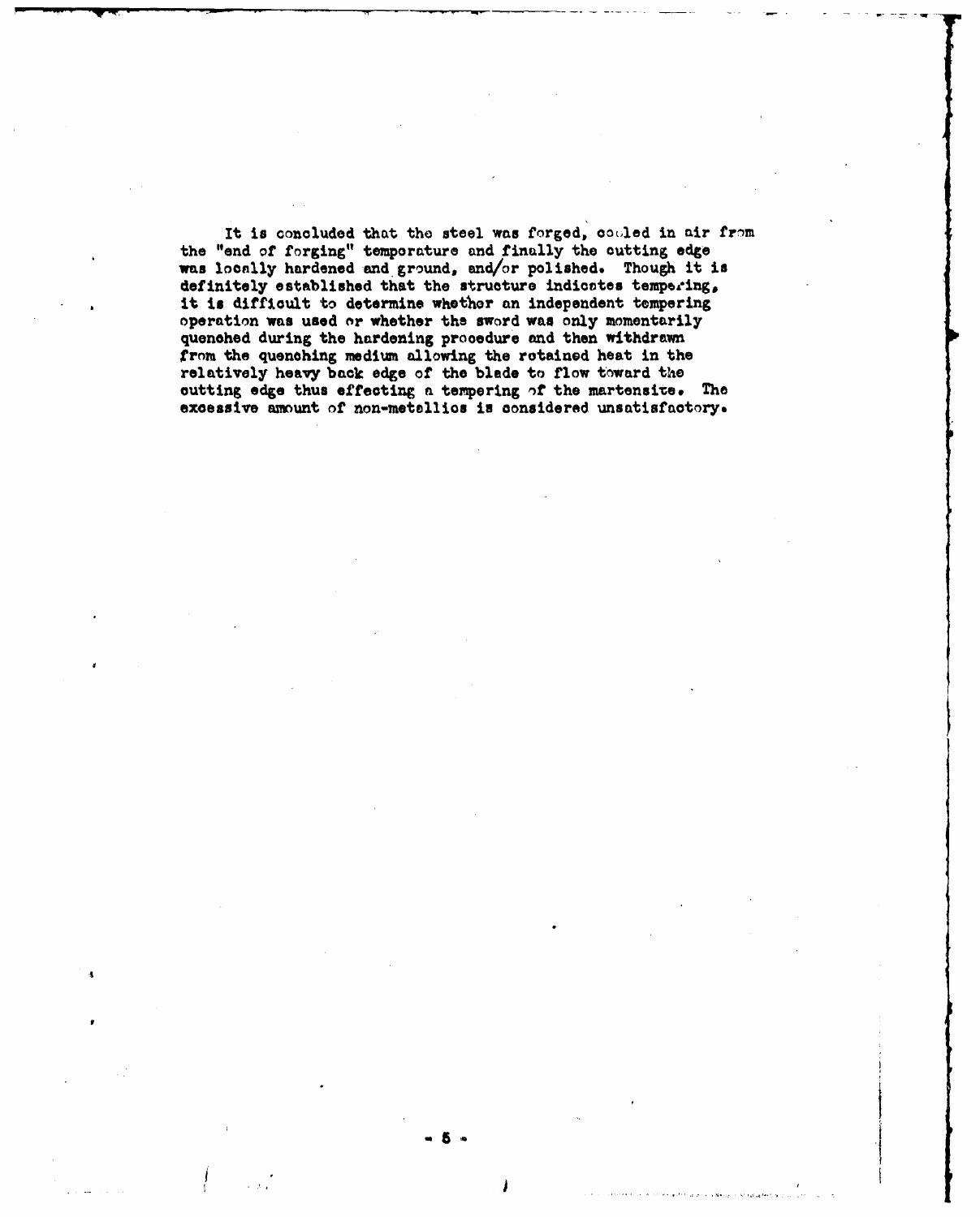It is concluded that the steel was forged, cooled in air from the "end of forging" temperature and finally the cutting edge was locally hardened and ground, and/or polished. Though it is definitely established that the structure indicates tempering, it is difficult to determine whether an independent tempering operation was used or whether the sword was only momentarily quenched during the hardening procedure and then withdrawn from the quenching medium allowing the retained heat in the relatively heavy back edge of the blade to flow toward the cutting edge thus effecting a tempering of the martensite. The excessive amount of non-metallics is considered unsatisfactory.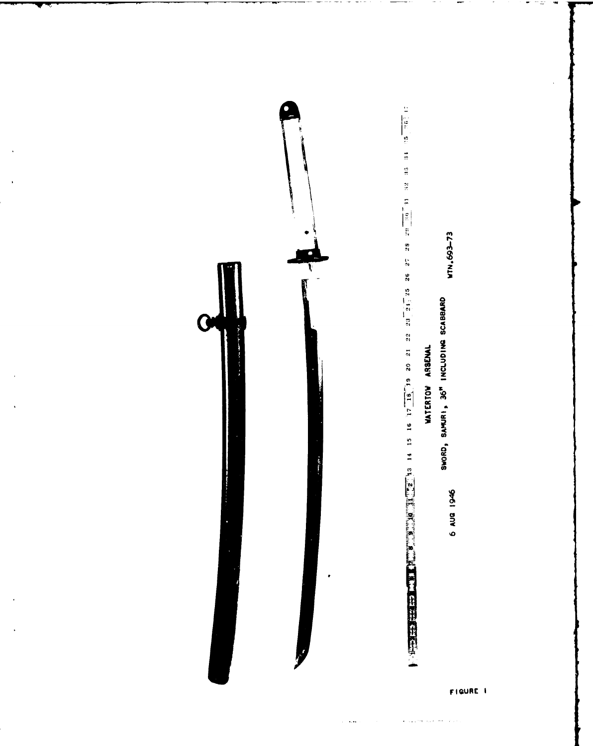WATERTOWN ARSENAL

SWORD, SAMURI, 36" INCLUDING SCABBARD

6 AUG 1946

WTN.693-73

FIGURE 1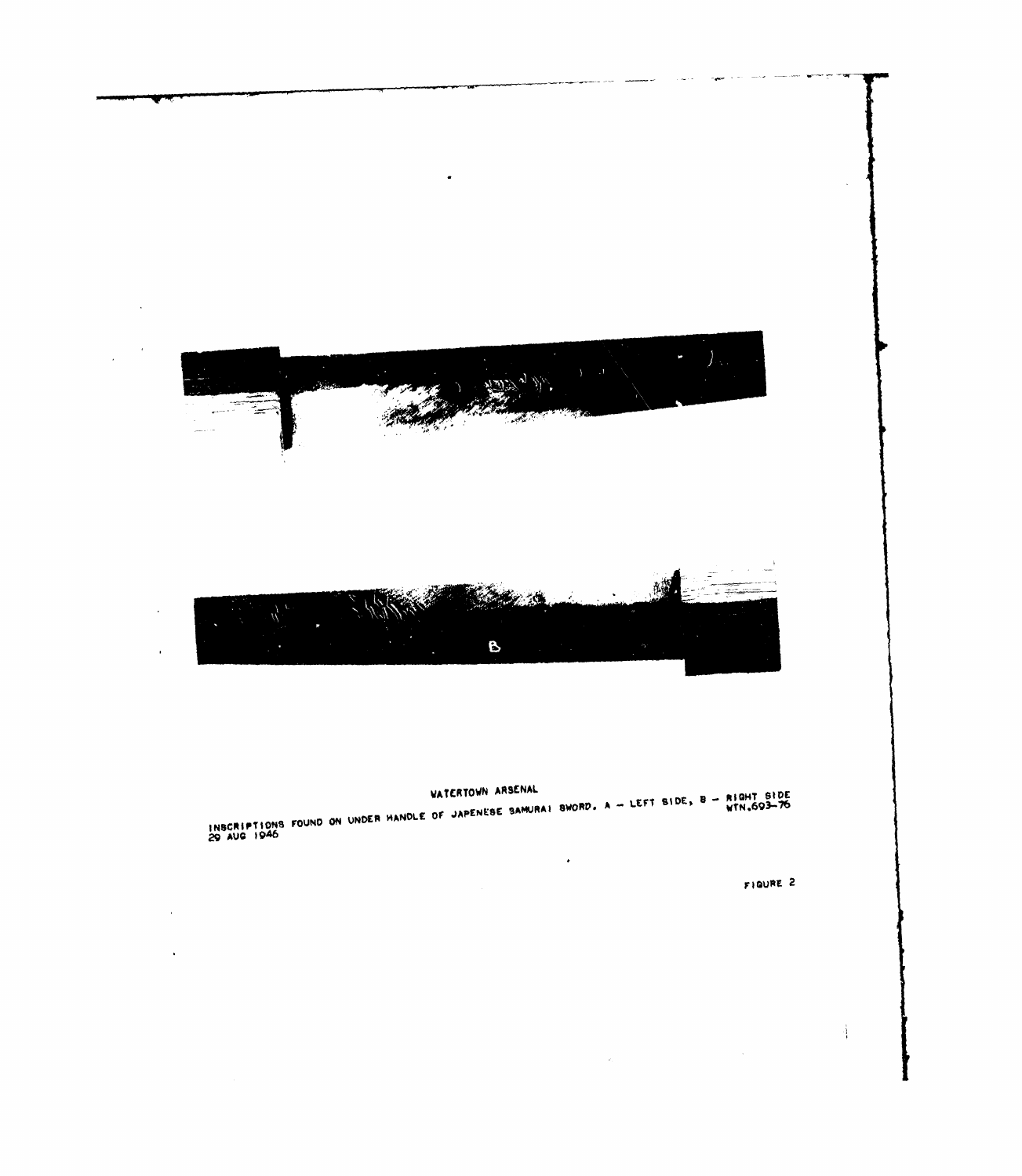WATERTOWN ARSENAL

INSCRIPTIONS FOUND ON UNDER HANDLE OF JAPENESE SAMURAI SWORD. A – LEFT SIDE, B – RIGHT SIDE
WTN.693-76
29 AUG 1946

FIGURE 2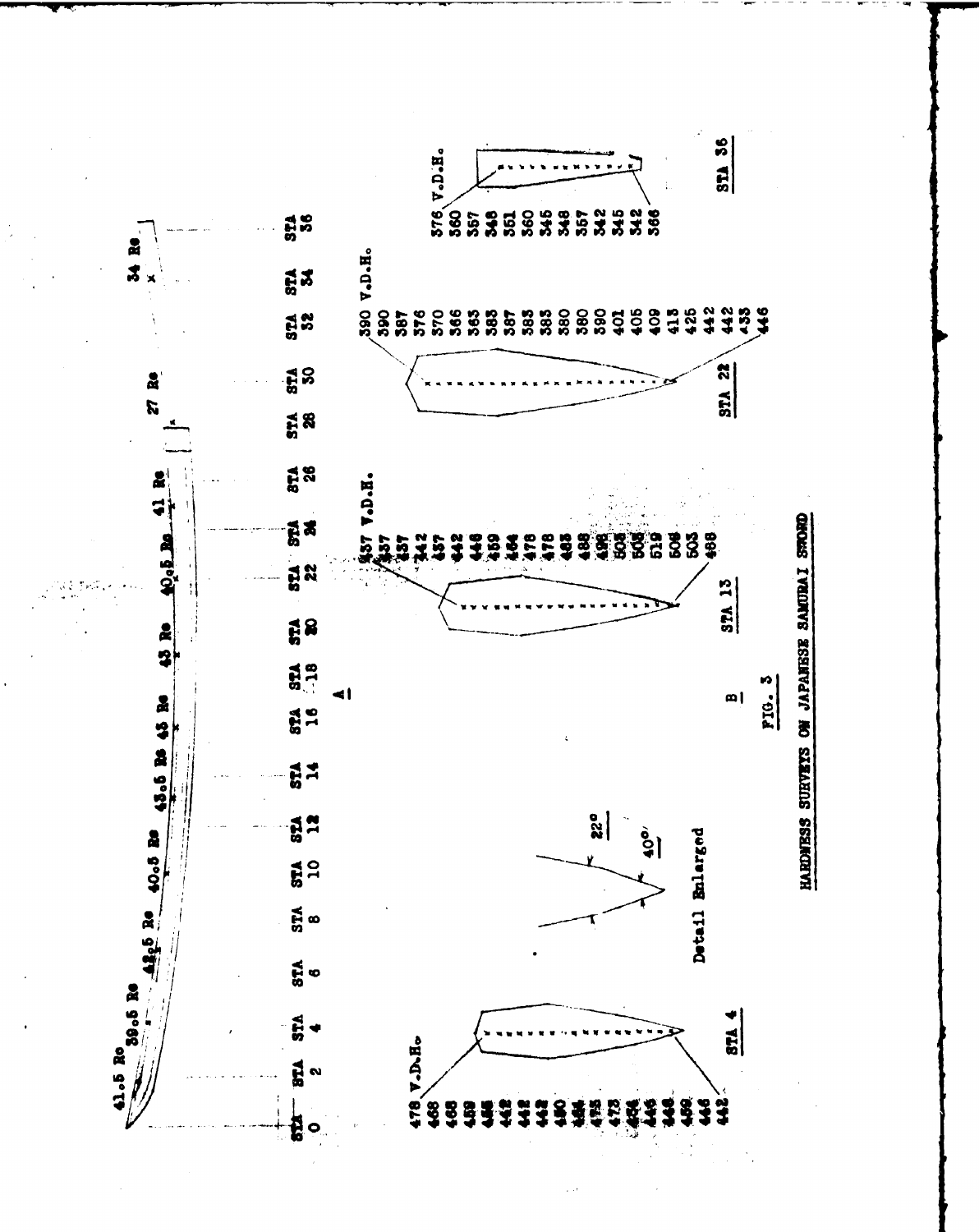41.5 Rc   39.5 Rc   42.5 Rc   40.5 Rc   43.5 Rc   45 Rc   45 Rc   40.5 Rc   41 Rc   27 Rc   34 Rc

STA 0   STA 2   STA 4   STA 6   STA 8   STA 10   STA 12   STA 14   STA 16   STA 18   STA 20   STA 22   STA 24   STA 26   STA 28   STA 30   STA 32   STA 34   STA 36

A

STA 4 — V.D.H.: 478, 468, 468, 459, 448, 442, 442, 442, 480, 484, 475, 473, 484, 446, 446, 459, 446, 442

Detail Enlarged — 22°, 40°

STA 13 — V.D.H.: 437, 437, 437, 442, 437, 442, 446, 459, 464, 478, 478, 488, 488, 498, 503, 508, 519, 508, 503, 488

STA 22 — V.D.H.: 390, 390, 387, 376, 370, 366, 363, 383, 387, 383, 383, 380, 380, 390, 401, 405, 409, 418, 425, 442, 442, 433, 446

STA 36 — V.D.H.: 376, 360, 357, 348, 351, 360, 345, 348, 357, 342, 345, 342, 366

B

FIG. 3

HARDNESS SURVEYS ON JAPANESE SAMURAI SWORD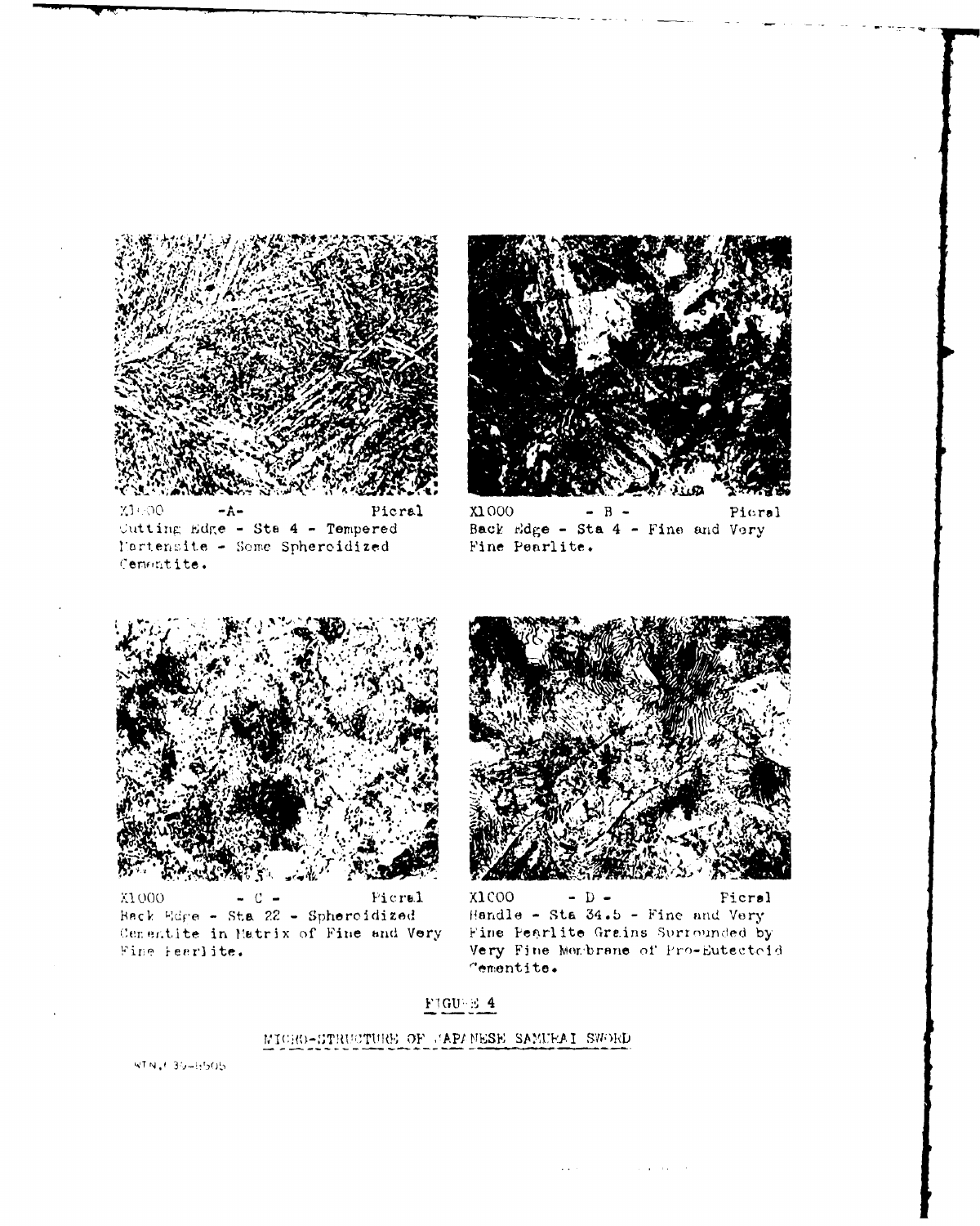X1000 - A - Picral
Cutting Edge - Sta 4 - Tempered Martensite - Some Spheroidized Cementite.

X1000 - B - Picral
Back Edge - Sta 4 - Fine and Very Fine Pearlite.

X1000 - C - Picral
Back Edge - Sta 22 - Spheroidized Cementite in Matrix of Fine and Very Fine Pearlite.

X1000 - D - Picral
Handle - Sta 34.5 - Fine and Very Fine Pearlite Grains Surrounded by Very Fine Membrane of Pro-Eutectoid Cementite.

FIGURE 4

MICRO-STRUCTURE OF JAPANESE SAMURAI SWORD

WTN.F 39-6505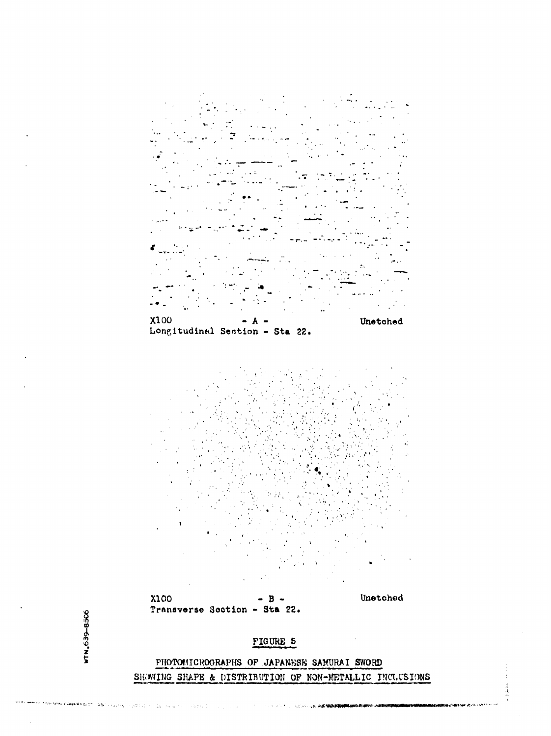X100 - A - Unetched
Longitudinal Section - Sta 22.

X100 - B - Unetched
Transverse Section - Sta 22.

FIGURE 5

PHOTOMICROGRAPHS OF JAPANESE SAMURAI SWORD
SHOWING SHAPE & DISTRIBUTION OF NON-METALLIC INCLUSIONS

WTN.639-8506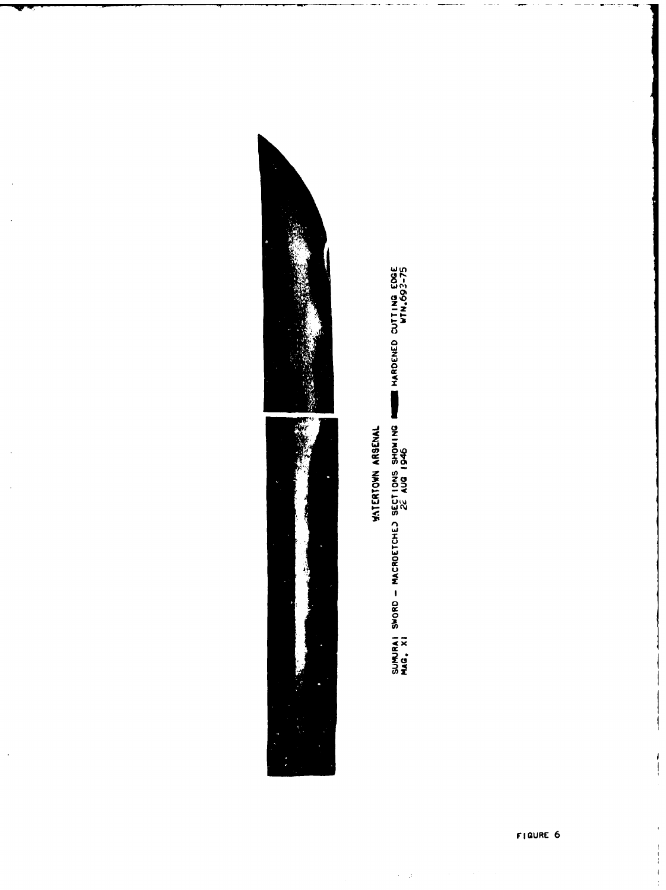WATERTOWN ARSENAL

SUMURAI SWORD – MACROETCHED SECTIONS SHOWING ■ HARDENED CUTTING EDGE
MAG. X1 26 AUG 1946 WTN.693-75

FIGURE 6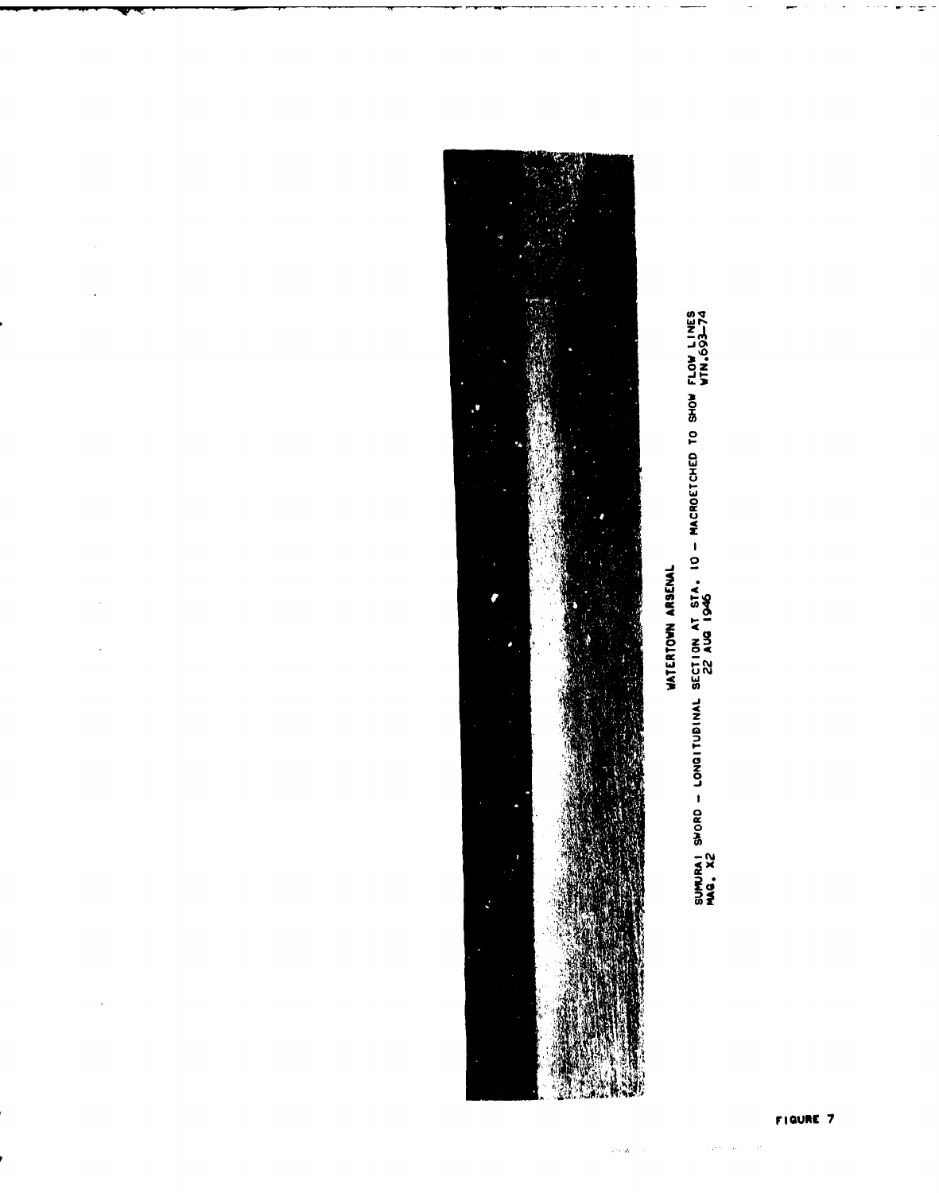WATERTOWN ARSENAL

SUMURAI SWORD – LONGITUDINAL SECTION AT STA. 10 – MACROETCHED TO SHOW FLOW LINES
MAG. X2 22 AUG 1946 WTN.693-74

FIGURE 7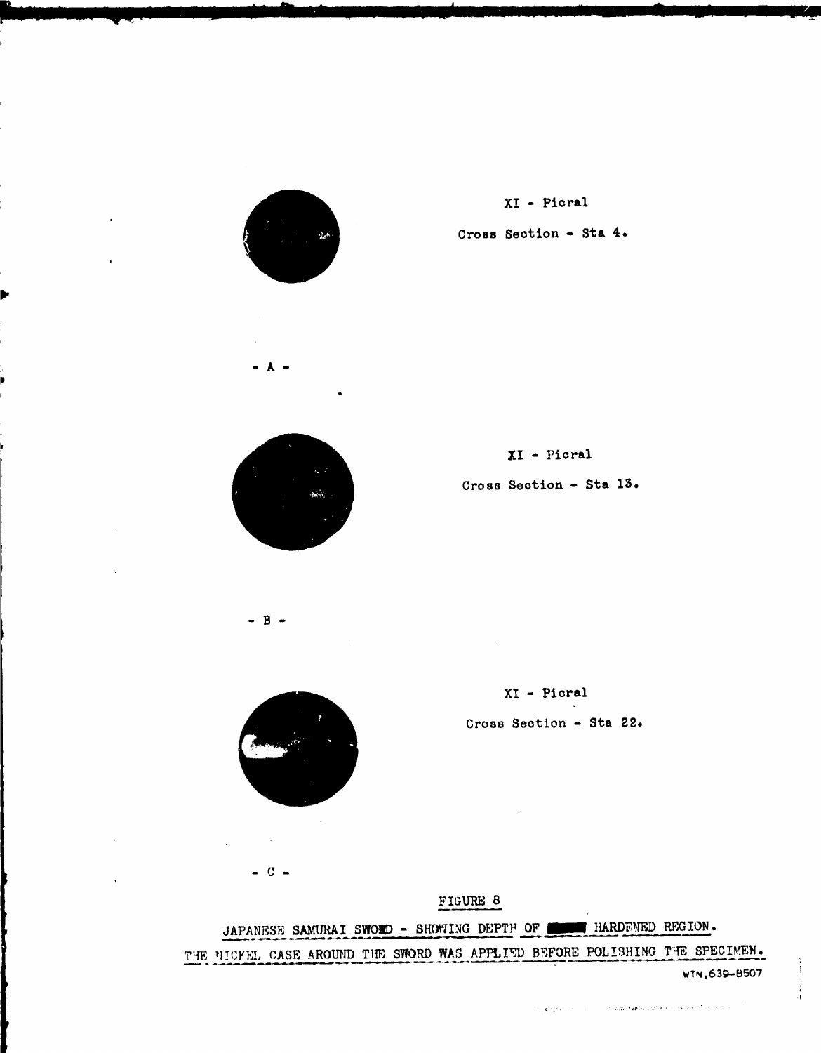XI - Picral

Cross Section - Sta 4.

- A -

XI - Picral

Cross Section - Sta 13.

- B -

XI - Picral

Cross Section - Sta 22.

- C -

FIGURE 8

JAPANESE SAMURAI SWORD - SHOWING DEPTH OF ■■■■ HARDENED REGION.

THE NICKEL CASE AROUND THE SWORD WAS APPLIED BEFORE POLISHING THE SPECIMEN.

WTN.639-8507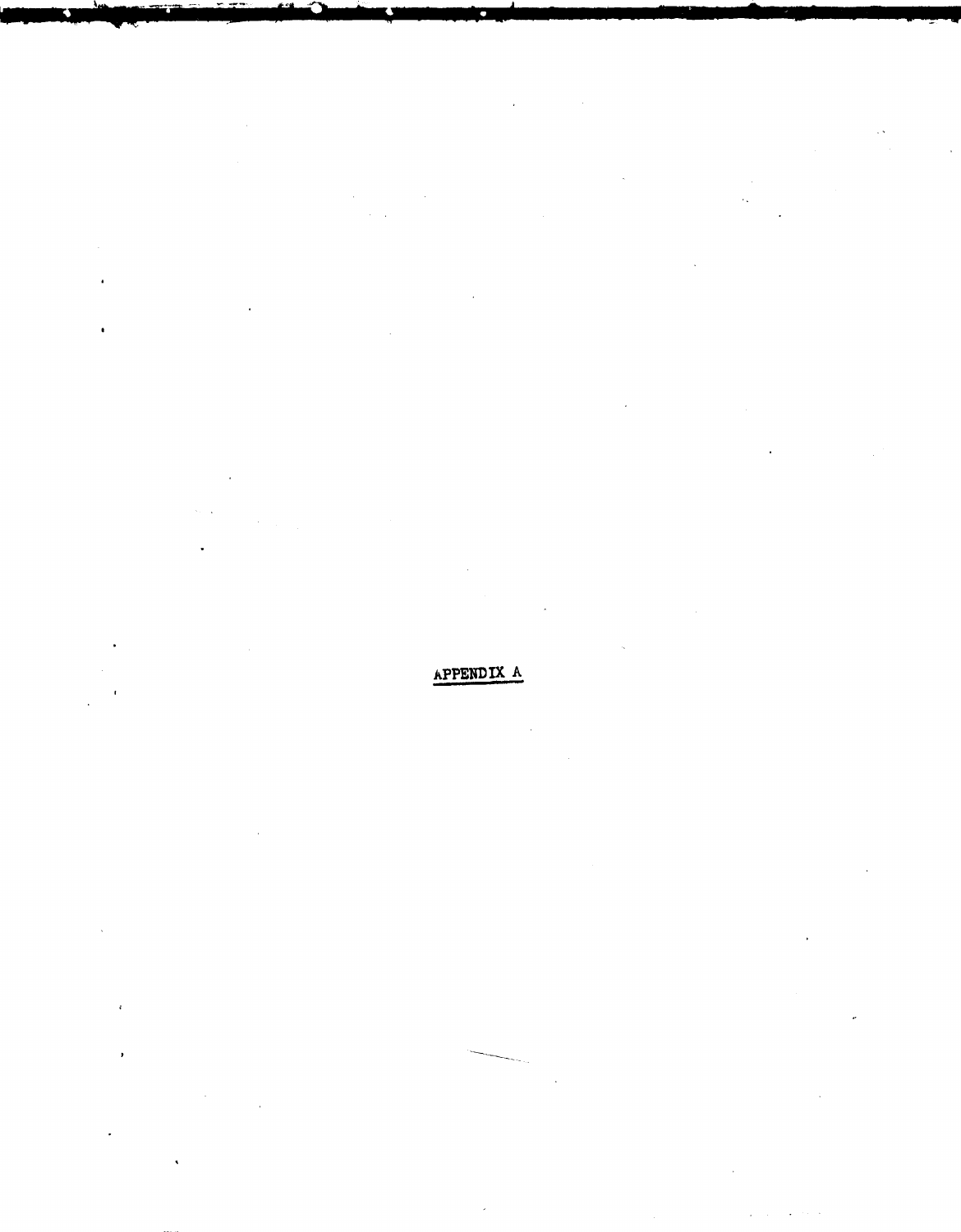# APPENDIX A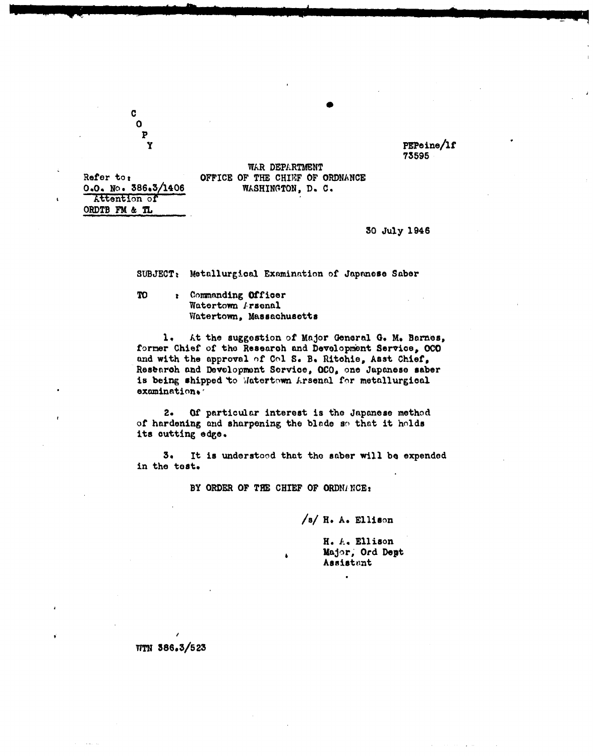C
O
P
Y

PEPeine/lf
73595

Refer to:
O.O. No. 386.3/1406
Attention of
ORDTB FM & TL

WAR DEPARTMENT
OFFICE OF THE CHIEF OF ORDNANCE
WASHINGTON, D. C.

30 July 1946

SUBJECT: Metallurgical Examination of Japanese Saber

TO : Commanding Officer
Watertown Arsenal
Watertown, Massachusetts

1. At the suggestion of Major General G. M. Barnes, former Chief of the Research and Development Service, OCO and with the approval of Col S. B. Ritchie, Asst Chief, Research and Development Service, OCO, one Japanese saber is being shipped to Watertown Arsenal for metallurgical examination.

2. Of particular interest is the Japanese method of hardening and sharpening the blade so that it holds its cutting edge.

3. It is understood that the saber will be expended in the test.

BY ORDER OF THE CHIEF OF ORDNANCE:

/s/ H. A. Ellison

H. A. Ellison
Major, Ord Dept
Assistant

WTN 386.3/523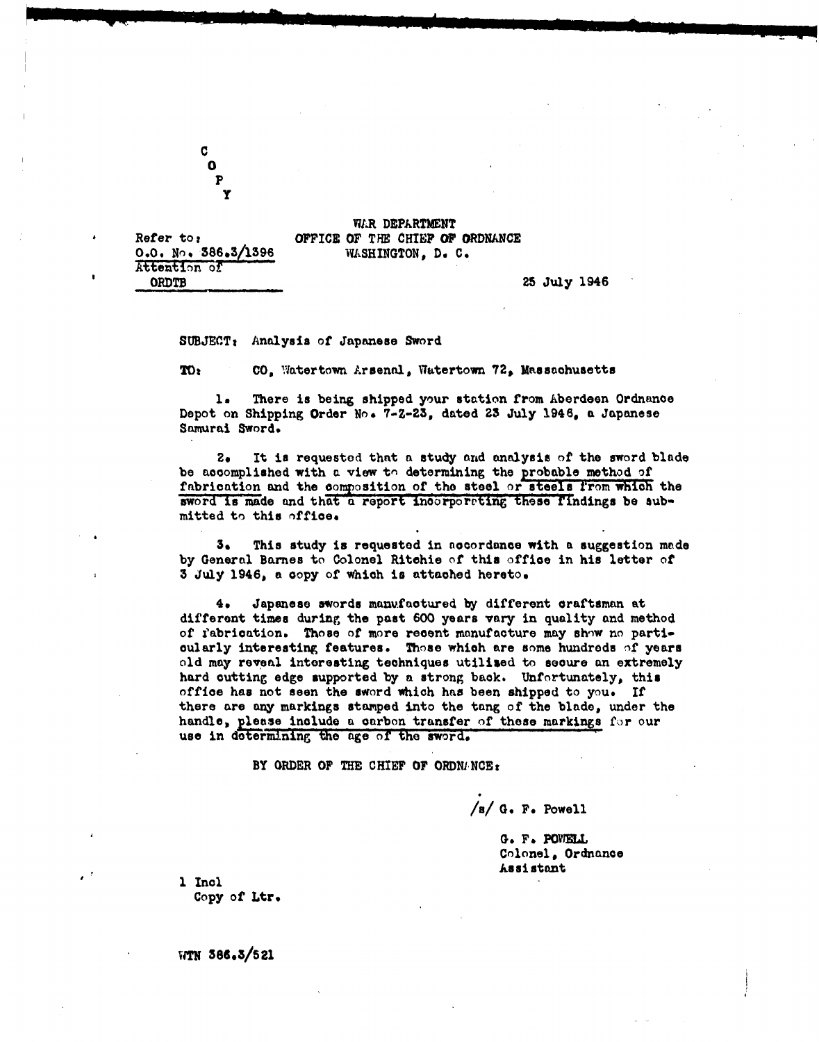C
O
P
Y

Refer to:
O.O. No. 386.3/1396
Attention of
ORDTB

WAR DEPARTMENT
OFFICE OF THE CHIEF OF ORDNANCE
WASHINGTON, D. C.

25 July 1946

SUBJECT: Analysis of Japanese Sword

TO: CO, Watertown Arsenal, Watertown 72, Massachusetts

1. There is being shipped your station from Aberdeen Ordnance Depot on Shipping Order No. 7-Z-23, dated 23 July 1946, a Japanese Samurai Sword.

2. It is requested that a study and analysis of the sword blade be accomplished with a view to determining the probable method of fabrication and the composition of the steel or steels from which the sword is made and that a report incorporating these findings be submitted to this office.

3. This study is requested in accordance with a suggestion made by General Barnes to Colonel Ritchie of this office in his letter of 3 July 1946, a copy of which is attached hereto.

4. Japanese swords manufactured by different craftsman at different times during the past 600 years vary in quality and method of fabrication. Those of more recent manufacture may show no particularly interesting features. Those which are some hundreds of years old may reveal interesting techniques utilized to secure an extremely hard cutting edge supported by a strong back. Unfortunately, this office has not seen the sword which has been shipped to you. If there are any markings stamped into the tang of the blade, under the handle, please include a carbon transfer of these markings for our use in determining the age of the sword.

BY ORDER OF THE CHIEF OF ORDNANCE:

/s/ G. F. Powell

G. F. POWELL
Colonel, Ordnance
Assistant

1 Incl
Copy of Ltr.

WTN 386.3/521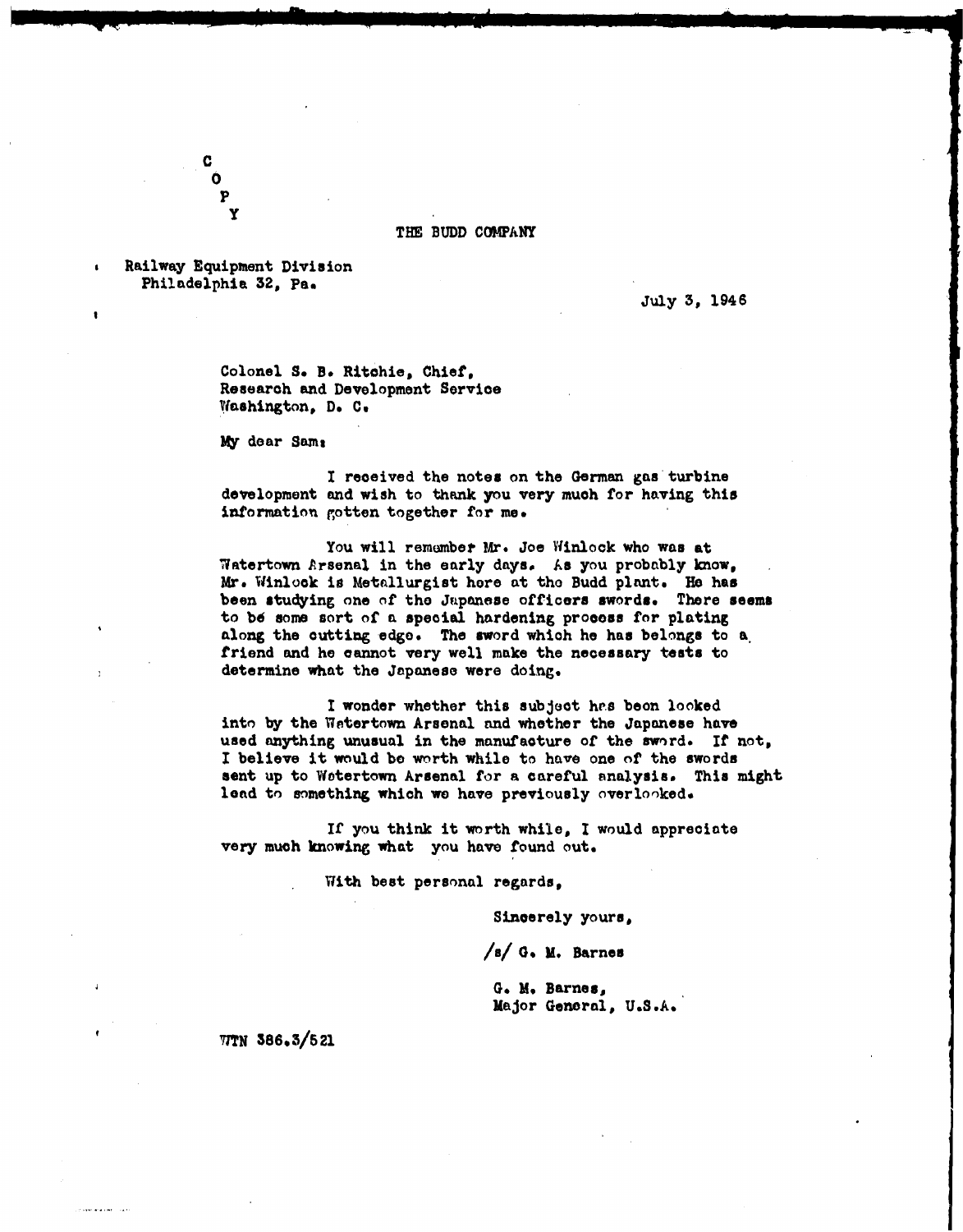C
O
P
Y

THE BUDD COMPANY

Railway Equipment Division
Philadelphia 32, Pa.

July 3, 1946

Colonel S. B. Ritchie, Chief,
Research and Development Service
Washington, D. C.

My dear Sam:

I received the notes on the German gas turbine development and wish to thank you very much for having this information gotten together for me.

You will remember Mr. Joe Winlock who was at Watertown Arsenal in the early days. As you probably know, Mr. Winlock is Metallurgist here at the Budd plant. He has been studying one of the Japanese officers swords. There seems to be some sort of a special hardening process for plating along the cutting edge. The sword which he has belongs to a friend and he cannot very well make the necessary tests to determine what the Japanese were doing.

I wonder whether this subject has been looked into by the Watertown Arsenal and whether the Japanese have used anything unusual in the manufacture of the sword. If not, I believe it would be worth while to have one of the swords sent up to Watertown Arsenal for a careful analysis. This might lead to something which we have previously overlooked.

If you think it worth while, I would appreciate very much knowing what you have found out.

With best personal regards,

Sincerely yours,

/s/ G. M. Barnes

G. M. Barnes,
Major General, U.S.A.

WTN 386.3/521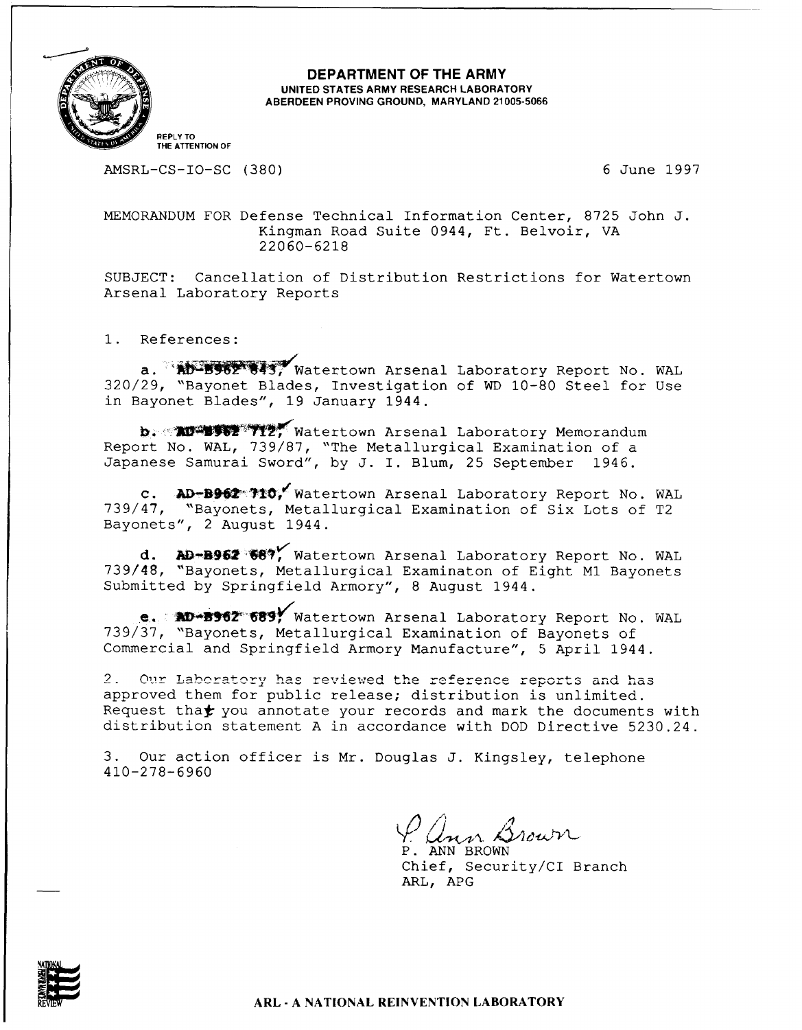**DEPARTMENT OF THE ARMY**
**UNITED STATES ARMY RESEARCH LABORATORY**
**ABERDEEN PROVING GROUND, MARYLAND 21005-5066**

REPLY TO
THE ATTENTION OF

AMSRL-CS-IO-SC (380)

6 June 1997

MEMORANDUM FOR Defense Technical Information Center, 8725 John J. Kingman Road Suite 0944, Ft. Belvoir, VA 22060-6218

SUBJECT: Cancellation of Distribution Restrictions for Watertown Arsenal Laboratory Reports

1. References:

   a. AD-B962 843, Watertown Arsenal Laboratory Report No. WAL 320/29, "Bayonet Blades, Investigation of WD 10-80 Steel for Use in Bayonet Blades", 19 January 1944.

   b. AD-B962 712, Watertown Arsenal Laboratory Memorandum Report No. WAL, 739/87, "The Metallurgical Examination of a Japanese Samurai Sword", by J. I. Blum, 25 September 1946.

   c. AD-B962 710, Watertown Arsenal Laboratory Report No. WAL 739/47, "Bayonets, Metallurgical Examination of Six Lots of T2 Bayonets", 2 August 1944.

   d. AD-B962 687, Watertown Arsenal Laboratory Report No. WAL 739/48, "Bayonets, Metallurgical Examinaton of Eight M1 Bayonets Submitted by Springfield Armory", 8 August 1944.

   e. AD-B962 689, Watertown Arsenal Laboratory Report No. WAL 739/37, "Bayonets, Metallurgical Examination of Bayonets of Commercial and Springfield Armory Manufacture", 5 April 1944.

2. Our Laboratory has reviewed the reference reports and has approved them for public release; distribution is unlimited. Request that you annotate your records and mark the documents with distribution statement A in accordance with DOD Directive 5230.24.

3. Our action officer is Mr. Douglas J. Kingsley, telephone 410-278-6960

P. Ann Brown

P. ANN BROWN
Chief, Security/CI Branch
ARL, APG

**ARL - A NATIONAL REINVENTION LABORATORY**